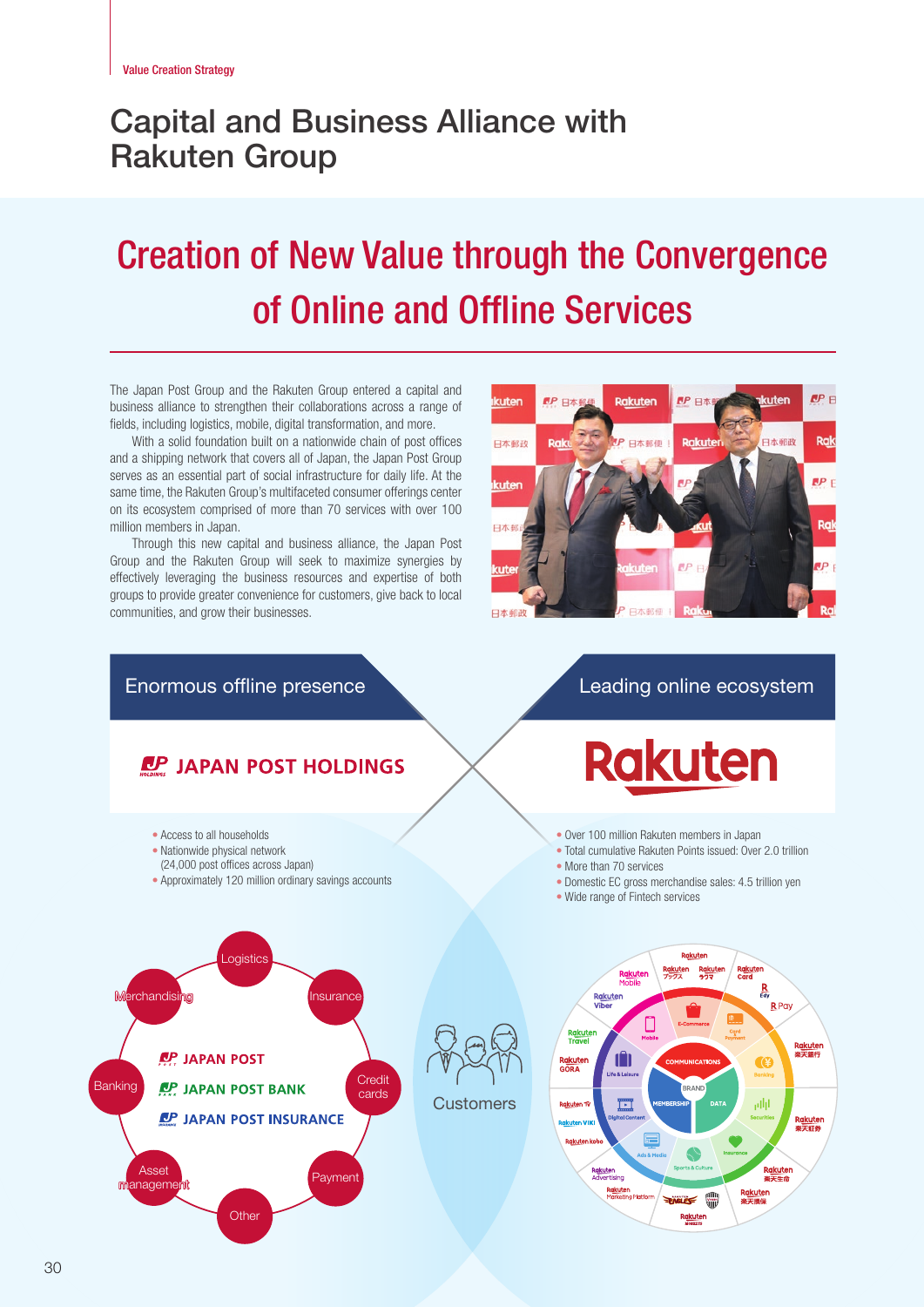Value Creation Strategy

# Capital and Business Alliance with Rakuten Group

## Creation of New Value through the Convergence of Online and Offline Services

The Japan Post Group and the Rakuten Group entered a capital and business alliance to strengthen their collaborations across a range of fields, including logistics, mobile, digital transformation, and more.

With a solid foundation built on a nationwide chain of post offices and a shipping network that covers all of Japan, the Japan Post Group serves as an essential part of social infrastructure for daily life. At the same time, the Rakuten Group's multifaceted consumer offerings center on its ecosystem comprised of more than 70 services with over 100 million members in Japan.

Through this new capital and business alliance, the Japan Post Group and the Rakuten Group will seek to maximize synergies by effectively leveraging the business resources and expertise of both groups to provide greater convenience for customers, give back to local communities, and grow their businesses.

### Enormous offline presence

JAPAN POST HOLDINGS

- Access to all households
- Nationwide physical network (24,000 post offices across Japan)
- Approximately 120 million ordinary savings accounts

JAPAN POST / JAPAN POST BANK / JAPAN POST INSURANCE

Logistics, Insurance, Credit cards, Payment, Other, Asset management, Banking, Merchandising

### Leading online ecosystem

Rakuten

- Over 100 million Rakuten members in Japan
- Total cumulative Rakuten Points issued: Over 2.0 trillion
- More than 70 services
- Domestic EC gross merchandise sales: 4.5 trillion yen
- Wide range of Fintech services

Customers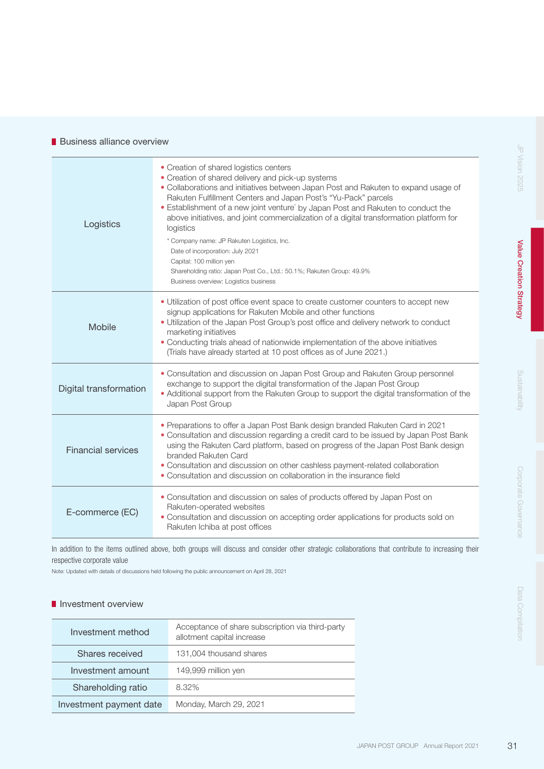## Business alliance overview

| | |
|---|---|
| Logistics | • Creation of shared logistics centers<br>• Creation of shared delivery and pick-up systems<br>• Collaborations and initiatives between Japan Post and Rakuten to expand usage of Rakuten Fulfillment Centers and Japan Post's "Yu-Pack" parcels<br>• Establishment of a new joint venture* by Japan Post and Rakuten to conduct the above initiatives, and joint commercialization of a digital transformation platform for logistics<br>* Company name: JP Rakuten Logistics, Inc.<br>Date of incorporation: July 2021<br>Capital: 100 million yen<br>Shareholding ratio: Japan Post Co., Ltd.: 50.1%; Rakuten Group: 49.9%<br>Business overview: Logistics business |
| Mobile | • Utilization of post office event space to create customer counters to accept new signup applications for Rakuten Mobile and other functions<br>• Utilization of the Japan Post Group's post office and delivery network to conduct marketing initiatives<br>• Conducting trials ahead of nationwide implementation of the above initiatives (Trials have already started at 10 post offices as of June 2021.) |
| Digital transformation | • Consultation and discussion on Japan Post Group and Rakuten Group personnel exchange to support the digital transformation of the Japan Post Group<br>• Additional support from the Rakuten Group to support the digital transformation of the Japan Post Group |
| Financial services | • Preparations to offer a Japan Post Bank design branded Rakuten Card in 2021<br>• Consultation and discussion regarding a credit card to be issued by Japan Post Bank using the Rakuten Card platform, based on progress of the Japan Post Bank design branded Rakuten Card<br>• Consultation and discussion on other cashless payment-related collaboration<br>• Consultation and discussion on collaboration in the insurance field |
| E-commerce (EC) | • Consultation and discussion on sales of products offered by Japan Post on Rakuten-operated websites<br>• Consultation and discussion on accepting order applications for products sold on Rakuten Ichiba at post offices |

In addition to the items outlined above, both groups will discuss and consider other strategic collaborations that contribute to increasing their respective corporate value

Note: Updated with details of discussions held following the public announcement on April 28, 2021

## Investment overview

| | |
|---|---|
| Investment method | Acceptance of share subscription via third-party allotment capital increase |
| Shares received | 131,004 thousand shares |
| Investment amount | 149,999 million yen |
| Shareholding ratio | 8.32% |
| Investment payment date | Monday, March 29, 2021 |